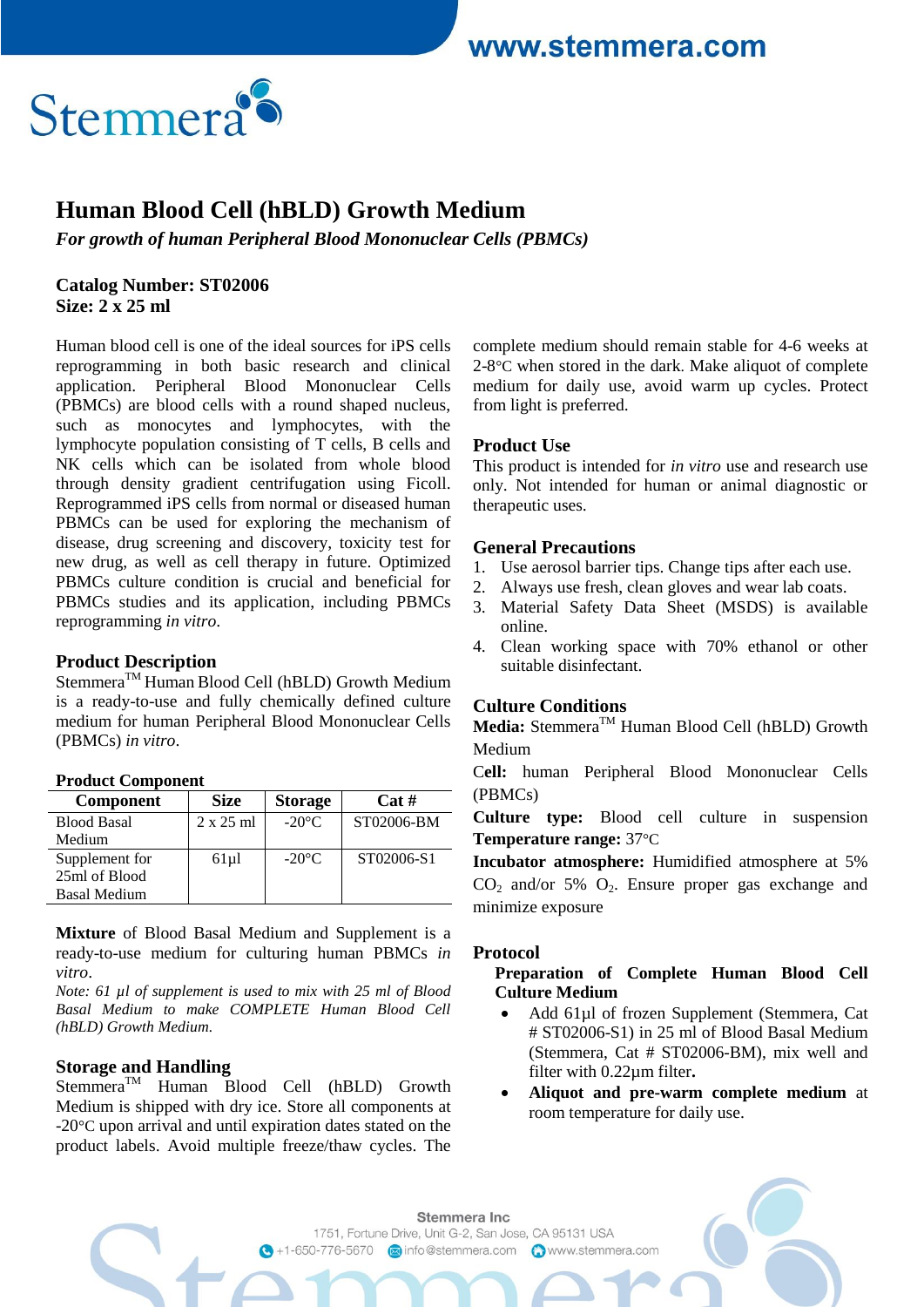# Human Blood Cell (hBLD) Growth Medium

*For growth of human Peripheral Blood Mononuclear Cells (PBMCs)*

**Catalog Number: ST02006**
**Size: 2 x 25 ml**

Human blood cell is one of the ideal sources for iPS cells reprogramming in both basic research and clinical application. Peripheral Blood Mononuclear Cells (PBMCs) are blood cells with a round shaped nucleus, such as monocytes and lymphocytes, with the lymphocyte population consisting of T cells, B cells and NK cells which can be isolated from whole blood through density gradient centrifugation using Ficoll. Reprogrammed iPS cells from normal or diseased human PBMCs can be used for exploring the mechanism of disease, drug screening and discovery, toxicity test for new drug, as well as cell therapy in future. Optimized PBMCs culture condition is crucial and beneficial for PBMCs studies and its application, including PBMCs reprogramming *in vitro*.

## Product Description

Stemmera™ Human Blood Cell (hBLD) Growth Medium is a ready-to-use and fully chemically defined culture medium for human Peripheral Blood Mononuclear Cells (PBMCs) *in vitro*.

### Product Component

| Component | Size | Storage | Cat # |
|---|---|---|---|
| Blood Basal Medium | 2 x 25 ml | -20°C | ST02006-BM |
| Supplement for 25ml of Blood Basal Medium | 61µl | -20°C | ST02006-S1 |

**Mixture** of Blood Basal Medium and Supplement is a ready-to-use medium for culturing human PBMCs *in vitro*.

*Note: 61 µl of supplement is used to mix with 25 ml of Blood Basal Medium to make COMPLETE Human Blood Cell (hBLD) Growth Medium.*

## Storage and Handling

Stemmera™ Human Blood Cell (hBLD) Growth Medium is shipped with dry ice. Store all components at -20°C upon arrival and until expiration dates stated on the product labels. Avoid multiple freeze/thaw cycles. The complete medium should remain stable for 4-6 weeks at 2-8°C when stored in the dark. Make aliquot of complete medium for daily use, avoid warm up cycles. Protect from light is preferred.

## Product Use

This product is intended for *in vitro* use and research use only. Not intended for human or animal diagnostic or therapeutic uses.

## General Precautions

1. Use aerosol barrier tips. Change tips after each use.
2. Always use fresh, clean gloves and wear lab coats.
3. Material Safety Data Sheet (MSDS) is available online.
4. Clean working space with 70% ethanol or other suitable disinfectant.

## Culture Conditions

**Media:** Stemmera™ Human Blood Cell (hBLD) Growth Medium

**Cell:** human Peripheral Blood Mononuclear Cells (PBMCs)

**Culture type:** Blood cell culture in suspension

**Temperature range:** 37°C

**Incubator atmosphere:** Humidified atmosphere at 5% $CO_2$ and/or 5% $O_2$. Ensure proper gas exchange and minimize exposure

## Protocol

### Preparation of Complete Human Blood Cell Culture Medium

- Add 61µl of frozen Supplement (Stemmera, Cat # ST02006-S1) in 25 ml of Blood Basal Medium (Stemmera, Cat # ST02006-BM), mix well and filter with 0.22µm filter**.**
- **Aliquot and pre-warm complete medium** at room temperature for daily use.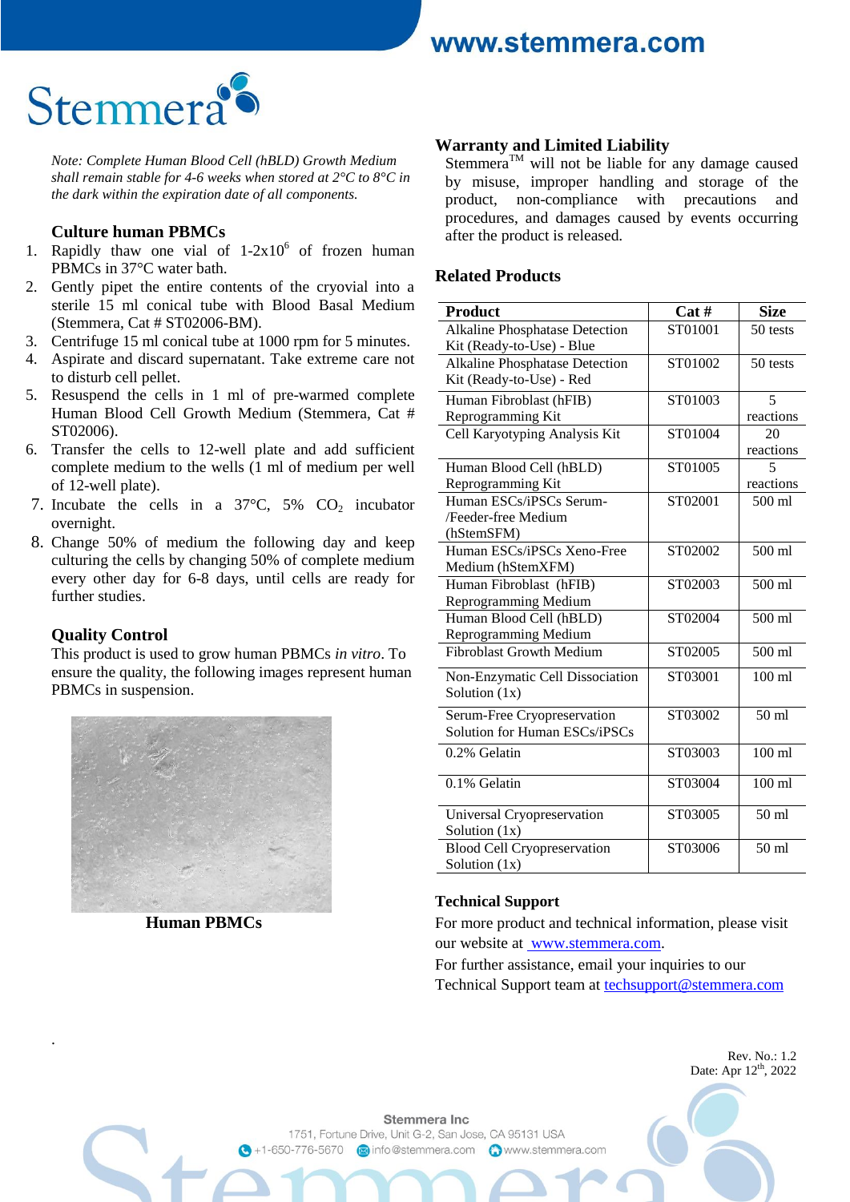*Note: Complete Human Blood Cell (hBLD) Growth Medium shall remain stable for 4-6 weeks when stored at 2°C to 8°C in the dark within the expiration date of all components.*

## Culture human PBMCs

1. Rapidly thaw one vial of 1-2x10$^6$ of frozen human PBMCs in 37°C water bath.
2. Gently pipet the entire contents of the cryovial into a sterile 15 ml conical tube with Blood Basal Medium (Stemmera, Cat # ST02006-BM).
3. Centrifuge 15 ml conical tube at 1000 rpm for 5 minutes.
4. Aspirate and discard supernatant. Take extreme care not to disturb cell pellet.
5. Resuspend the cells in 1 ml of pre-warmed complete Human Blood Cell Growth Medium (Stemmera, Cat # ST02006).
6. Transfer the cells to 12-well plate and add sufficient complete medium to the wells (1 ml of medium per well of 12-well plate).
7. Incubate the cells in a 37°C, 5% $CO_2$ incubator overnight.
8. Change 50% of medium the following day and keep culturing the cells by changing 50% of complete medium every other day for 6-8 days, until cells are ready for further studies.

## Quality Control

This product is used to grow human PBMCs *in vitro*. To ensure the quality, the following images represent human PBMCs in suspension.

**Human PBMCs**

## Warranty and Limited Liability

Stemmera$^{TM}$ will not be liable for any damage caused by misuse, improper handling and storage of the product, non-compliance with precautions and procedures, and damages caused by events occurring after the product is released.

## Related Products

| Product | Cat # | Size |
|---|---|---|
| Alkaline Phosphatase Detection Kit (Ready-to-Use) - Blue | ST01001 | 50 tests |
| Alkaline Phosphatase Detection Kit (Ready-to-Use) - Red | ST01002 | 50 tests |
| Human Fibroblast (hFIB) Reprogramming Kit | ST01003 | 5 reactions |
| Cell Karyotyping Analysis Kit | ST01004 | 20 reactions |
| Human Blood Cell (hBLD) Reprogramming Kit | ST01005 | 5 reactions |
| Human ESCs/iPSCs Serum-/Feeder-free Medium (hStemSFM) | ST02001 | 500 ml |
| Human ESCs/iPSCs Xeno-Free Medium (hStemXFM) | ST02002 | 500 ml |
| Human Fibroblast (hFIB) Reprogramming Medium | ST02003 | 500 ml |
| Human Blood Cell (hBLD) Reprogramming Medium | ST02004 | 500 ml |
| Fibroblast Growth Medium | ST02005 | 500 ml |
| Non-Enzymatic Cell Dissociation Solution (1x) | ST03001 | 100 ml |
| Serum-Free Cryopreservation Solution for Human ESCs/iPSCs | ST03002 | 50 ml |
| 0.2% Gelatin | ST03003 | 100 ml |
| 0.1% Gelatin | ST03004 | 100 ml |
| Universal Cryopreservation Solution (1x) | ST03005 | 50 ml |
| Blood Cell Cryopreservation Solution (1x) | ST03006 | 50 ml |

## Technical Support

For more product and technical information, please visit our website at www.stemmera.com.

For further assistance, email your inquiries to our Technical Support team at techsupport@stemmera.com

Rev. No.: 1.2
Date: Apr 12th, 2022